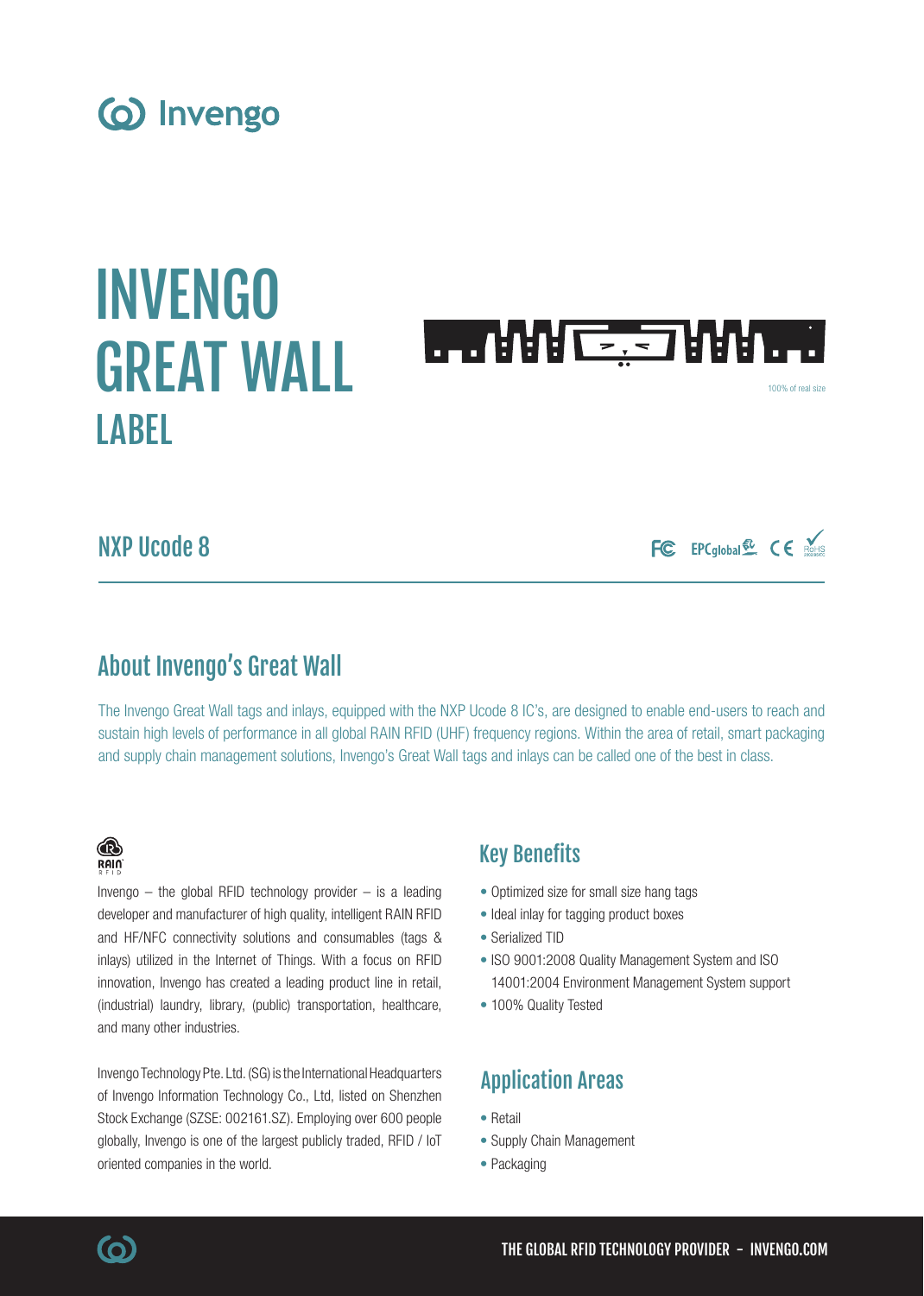Invengo

# INVENGO GREAT WALL

## LABEL

100% of real size

## NXP Ucode 8

FC EPCglobal CE RoHS

## About Invengo's Great Wall

The Invengo Great Wall tags and inlays, equipped with the NXP Ucode 8 IC's, are designed to enable end-users to reach and sustain high levels of performance in all global RAIN RFID (UHF) frequency regions. Within the area of retail, smart packaging and supply chain management solutions, Invengo's Great Wall tags and inlays can be called one of the best in class.

RAIN RFID

Invengo – the global RFID technology provider – is a leading developer and manufacturer of high quality, intelligent RAIN RFID and HF/NFC connectivity solutions and consumables (tags & inlays) utilized in the Internet of Things. With a focus on RFID innovation, Invengo has created a leading product line in retail, (industrial) laundry, library, (public) transportation, healthcare, and many other industries.

Invengo Technology Pte. Ltd. (SG) is the International Headquarters of Invengo Information Technology Co., Ltd, listed on Shenzhen Stock Exchange (SZSE: 002161.SZ). Employing over 600 people globally, Invengo is one of the largest publicly traded, RFID / IoT oriented companies in the world.

## Key Benefits

- Optimized size for small size hang tags
- Ideal inlay for tagging product boxes
- Serialized TID
- ISO 9001:2008 Quality Management System and ISO 14001:2004 Environment Management System support
- 100% Quality Tested

## Application Areas

- Retail
- Supply Chain Management
- Packaging

THE GLOBAL RFID TECHNOLOGY PROVIDER - INVENGO.COM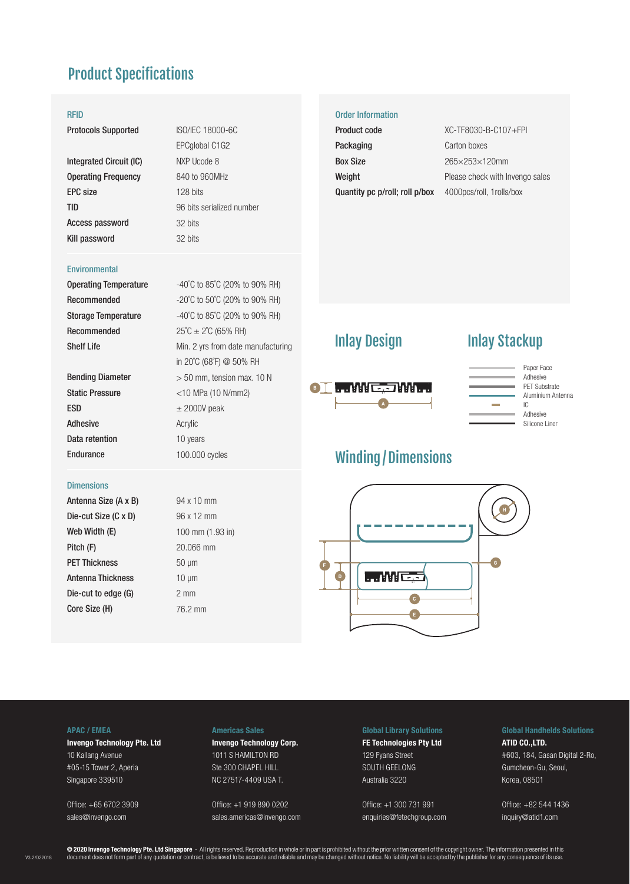# Product Specifications

### RFID

| | |
|---|---|
| Protocols Supported | ISO/IEC 18000-6C |
| | EPCglobal C1G2 |
| Integrated Circuit (IC) | NXP Ucode 8 |
| Operating Frequency | 840 to 960MHz |
| EPC size | 128 bits |
| TID | 96 bits serialized number |
| Access password | 32 bits |
| Kill password | 32 bits |

### Environmental

| | |
|---|---|
| Operating Temperature | -40˚C to 85˚C (20% to 90% RH) |
| Recommended | -20˚C to 50˚C (20% to 90% RH) |
| Storage Temperature | -40˚C to 85˚C (20% to 90% RH) |
| Recommended | 25˚C ± 2˚C (65% RH) |
| Shelf Life | Min. 2 yrs from date manufacturing in 20˚C (68˚F) @ 50% RH |
| Bending Diameter | > 50 mm, tension max. 10 N |
| Static Pressure | <10 MPa (10 N/mm2) |
| ESD | ± 2000V peak |
| Adhesive | Acrylic |
| Data retention | 10 years |
| Endurance | 100.000 cycles |

### Dimensions

| | |
|---|---|
| Antenna Size (A x B) | 94 x 10 mm |
| Die-cut Size (C x D) | 96 x 12 mm |
| Web Width (E) | 100 mm (1.93 in) |
| Pitch (F) | 20.066 mm |
| PET Thickness | 50 µm |
| Antenna Thickness | 10 µm |
| Die-cut to edge (G) | 2 mm |
| Core Size (H) | 76.2 mm |

### Order Information

| | |
|---|---|
| Product code | XC-TF8030-B-C107+FPI |
| Packaging | Carton boxes |
| Box Size | 265×253×120mm |
| Weight | Please check with Invengo sales |
| Quantity pc p/roll; roll p/box | 4000pcs/roll, 1rolls/box |

## Inlay Design

B
A

## Inlay Stackup

Paper Face
Adhesive
PET Substrate
Aluminium Antenna
IC
Adhesive
Silicone Liner

## Winding / Dimensions

H
G
F
D
C
E

---

**APAC / EMEA**
**Invengo Technology Pte. Ltd**
10 Kallang Avenue
#05-15 Tower 2, Aperia
Singapore 339510

Office: +65 6702 3909
sales@invengo.com

**Americas Sales**
**Invengo Technology Corp.**
1011 S HAMILTON RD
Ste 300 CHAPEL HILL
NC 27517-4409 USA T.

Office: +1 919 890 0202
sales.americas@invengo.com

**Global Library Solutions**
**FE Technologies Pty Ltd**
129 Fyans Street
SOUTH GEELONG
Australia 3220

Office: +1 300 731 991
enquiries@fetechgroup.com

**Global Handhelds Solutions**
**ATID CO.,LTD.**
#603, 184, Gasan Digital 2-Ro,
Gumcheon-Gu, Seoul,
Korea, 08501

Office: +82 544 1436
inquiry@atid1.com

V3.2/022018

**© 2020 Invengo Technology Pte. Ltd Singapore** - All rights reserved. Reproduction in whole or in part is prohibited without the prior written consent of the copyright owner. The information presented in this document does not form part of any quotation or contract, is believed to be accurate and reliable and may be changed without notice. No liability will be accepted by the publisher for any consequence of its use.